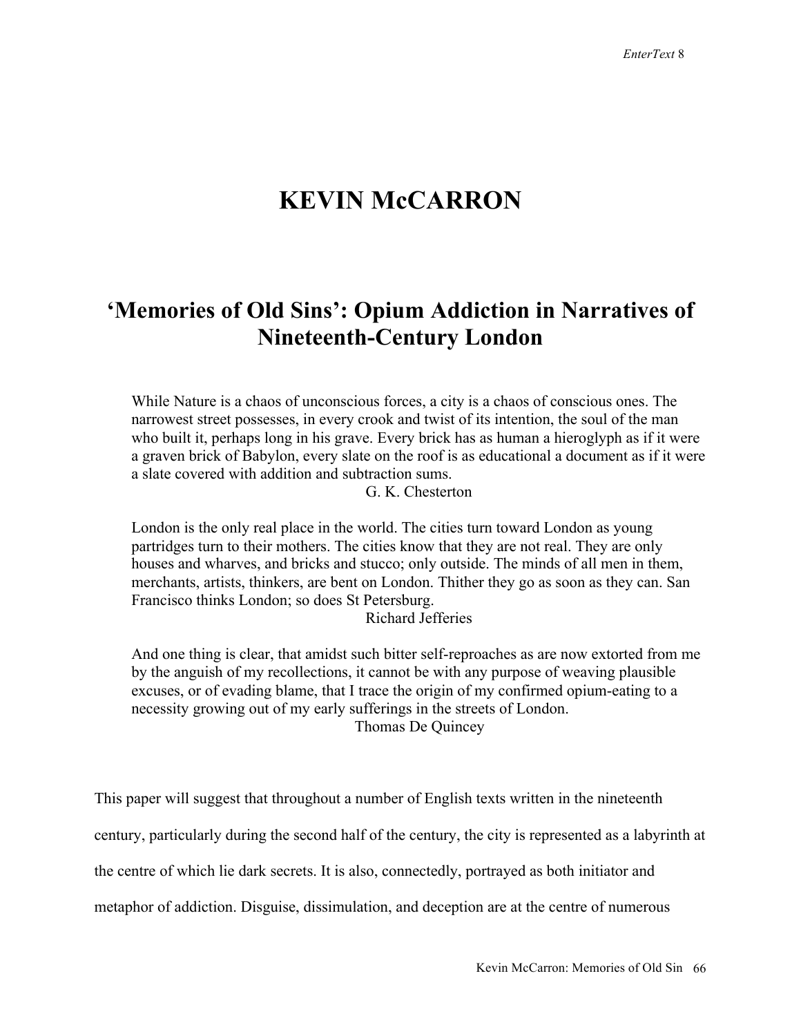# KEVIN McCARRON

## 'Memories of Old Sins': Opium Addiction in Narratives of Nineteenth-Century London

> While Nature is a chaos of unconscious forces, a city is a chaos of conscious ones. The narrowest street possesses, in every crook and twist of its intention, the soul of the man who built it, perhaps long in his grave. Every brick has as human a hieroglyph as if it were a graven brick of Babylon, every slate on the roof is as educational a document as if it were a slate covered with addition and subtraction sums.
>
> G. K. Chesterton

> London is the only real place in the world. The cities turn toward London as young partridges turn to their mothers. The cities know that they are not real. They are only houses and wharves, and bricks and stucco; only outside. The minds of all men in them, merchants, artists, thinkers, are bent on London. Thither they go as soon as they can. San Francisco thinks London; so does St Petersburg.
>
> Richard Jefferies

> And one thing is clear, that amidst such bitter self-reproaches as are now extorted from me by the anguish of my recollections, it cannot be with any purpose of weaving plausible excuses, or of evading blame, that I trace the origin of my confirmed opium-eating to a necessity growing out of my early sufferings in the streets of London.
>
> Thomas De Quincey

This paper will suggest that throughout a number of English texts written in the nineteenth century, particularly during the second half of the century, the city is represented as a labyrinth at the centre of which lie dark secrets. It is also, connectedly, portrayed as both initiator and metaphor of addiction. Disguise, dissimulation, and deception are at the centre of numerous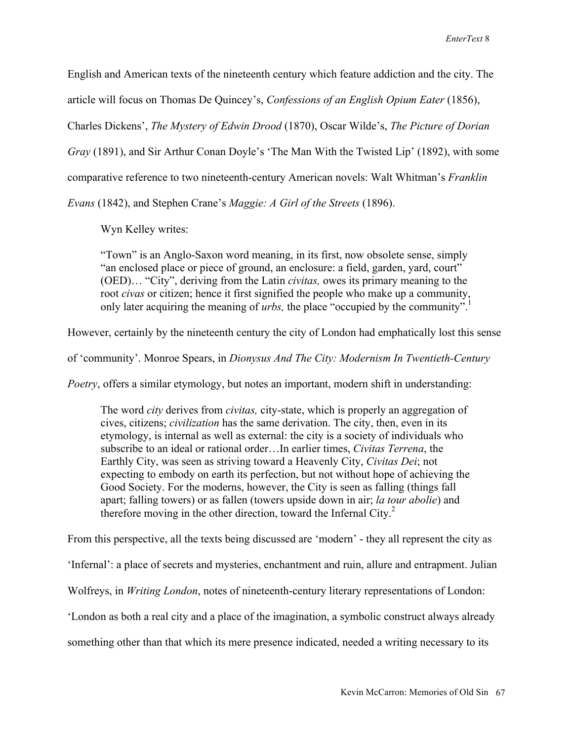English and American texts of the nineteenth century which feature addiction and the city. The article will focus on Thomas De Quincey's, *Confessions of an English Opium Eater* (1856), Charles Dickens', *The Mystery of Edwin Drood* (1870), Oscar Wilde's, *The Picture of Dorian Gray* (1891), and Sir Arthur Conan Doyle's 'The Man With the Twisted Lip' (1892), with some comparative reference to two nineteenth-century American novels: Walt Whitman's *Franklin Evans* (1842), and Stephen Crane's *Maggie: A Girl of the Streets* (1896).

Wyn Kelley writes:

> "Town" is an Anglo-Saxon word meaning, in its first, now obsolete sense, simply "an enclosed place or piece of ground, an enclosure: a field, garden, yard, court" (OED)… "City", deriving from the Latin *civitas,* owes its primary meaning to the root *civas* or citizen; hence it first signified the people who make up a community, only later acquiring the meaning of *urbs,* the place "occupied by the community".[1]

However, certainly by the nineteenth century the city of London had emphatically lost this sense of 'community'. Monroe Spears, in *Dionysus And The City: Modernism In Twentieth-Century Poetry*, offers a similar etymology, but notes an important, modern shift in understanding:

> The word *city* derives from *civitas,* city-state, which is properly an aggregation of cives, citizens; *civilization* has the same derivation. The city, then, even in its etymology, is internal as well as external: the city is a society of individuals who subscribe to an ideal or rational order…In earlier times, *Civitas Terrena*, the Earthly City, was seen as striving toward a Heavenly City, *Civitas Dei*; not expecting to embody on earth its perfection, but not without hope of achieving the Good Society. For the moderns, however, the City is seen as falling (things fall apart; falling towers) or as fallen (towers upside down in air; *la tour abolie*) and therefore moving in the other direction, toward the Infernal City.[2]

From this perspective, all the texts being discussed are 'modern' - they all represent the city as 'Infernal': a place of secrets and mysteries, enchantment and ruin, allure and entrapment. Julian Wolfreys, in *Writing London*, notes of nineteenth-century literary representations of London: 'London as both a real city and a place of the imagination, a symbolic construct always already something other than that which its mere presence indicated, needed a writing necessary to its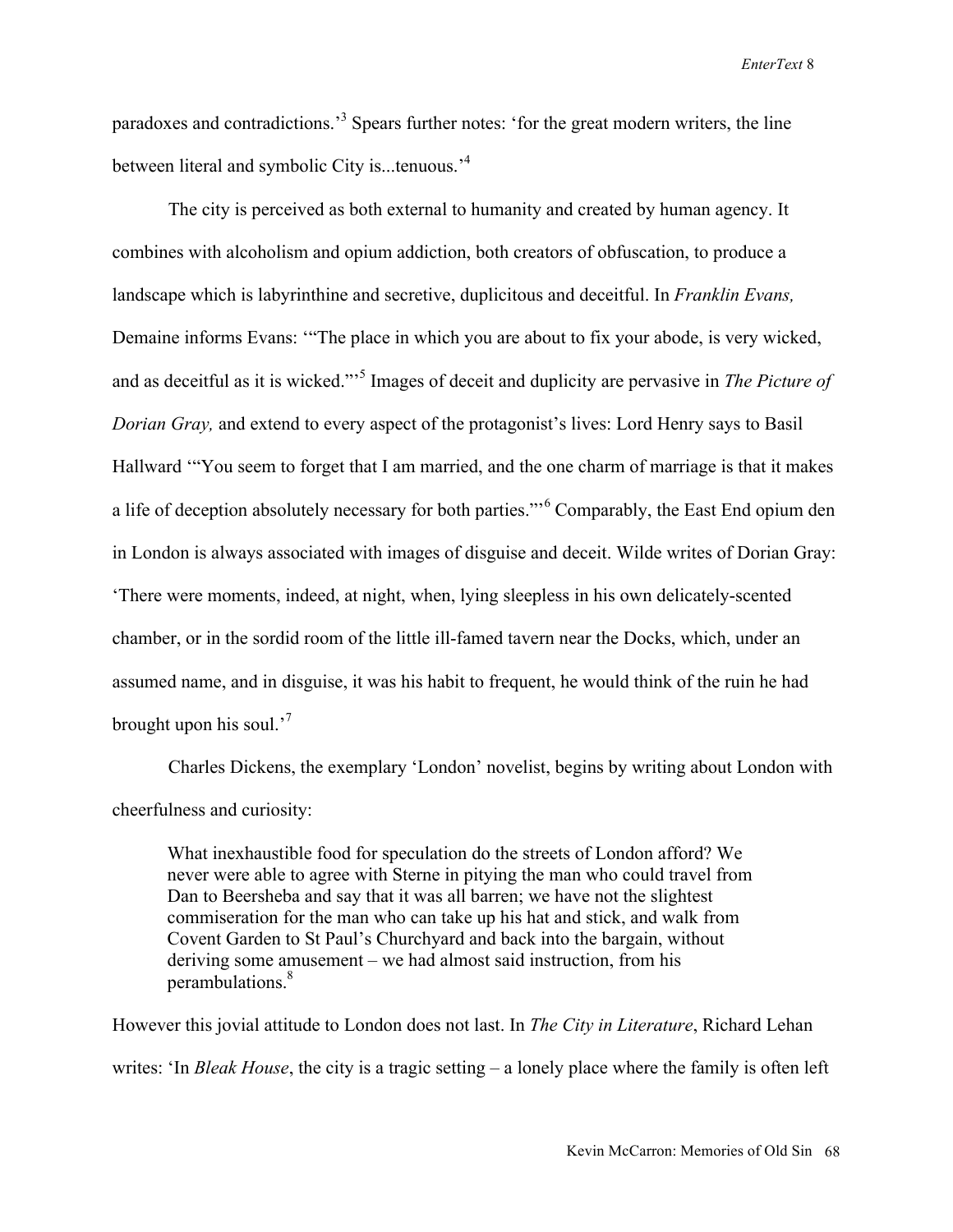paradoxes and contradictions.'[3] Spears further notes: 'for the great modern writers, the line between literal and symbolic City is...tenuous.'[4]

The city is perceived as both external to humanity and created by human agency. It combines with alcoholism and opium addiction, both creators of obfuscation, to produce a landscape which is labyrinthine and secretive, duplicitous and deceitful. In *Franklin Evans,* Demaine informs Evans: '"The place in which you are about to fix your abode, is very wicked, and as deceitful as it is wicked."'[5] Images of deceit and duplicity are pervasive in *The Picture of Dorian Gray,* and extend to every aspect of the protagonist's lives: Lord Henry says to Basil Hallward '"You seem to forget that I am married, and the one charm of marriage is that it makes a life of deception absolutely necessary for both parties."'[6] Comparably, the East End opium den in London is always associated with images of disguise and deceit. Wilde writes of Dorian Gray: 'There were moments, indeed, at night, when, lying sleepless in his own delicately-scented chamber, or in the sordid room of the little ill-famed tavern near the Docks, which, under an assumed name, and in disguise, it was his habit to frequent, he would think of the ruin he had brought upon his soul.'[7]

Charles Dickens, the exemplary 'London' novelist, begins by writing about London with cheerfulness and curiosity:

> What inexhaustible food for speculation do the streets of London afford? We never were able to agree with Sterne in pitying the man who could travel from Dan to Beersheba and say that it was all barren; we have not the slightest commiseration for the man who can take up his hat and stick, and walk from Covent Garden to St Paul's Churchyard and back into the bargain, without deriving some amusement – we had almost said instruction, from his perambulations.[8]

However this jovial attitude to London does not last. In *The City in Literature*, Richard Lehan writes: 'In *Bleak House*, the city is a tragic setting – a lonely place where the family is often left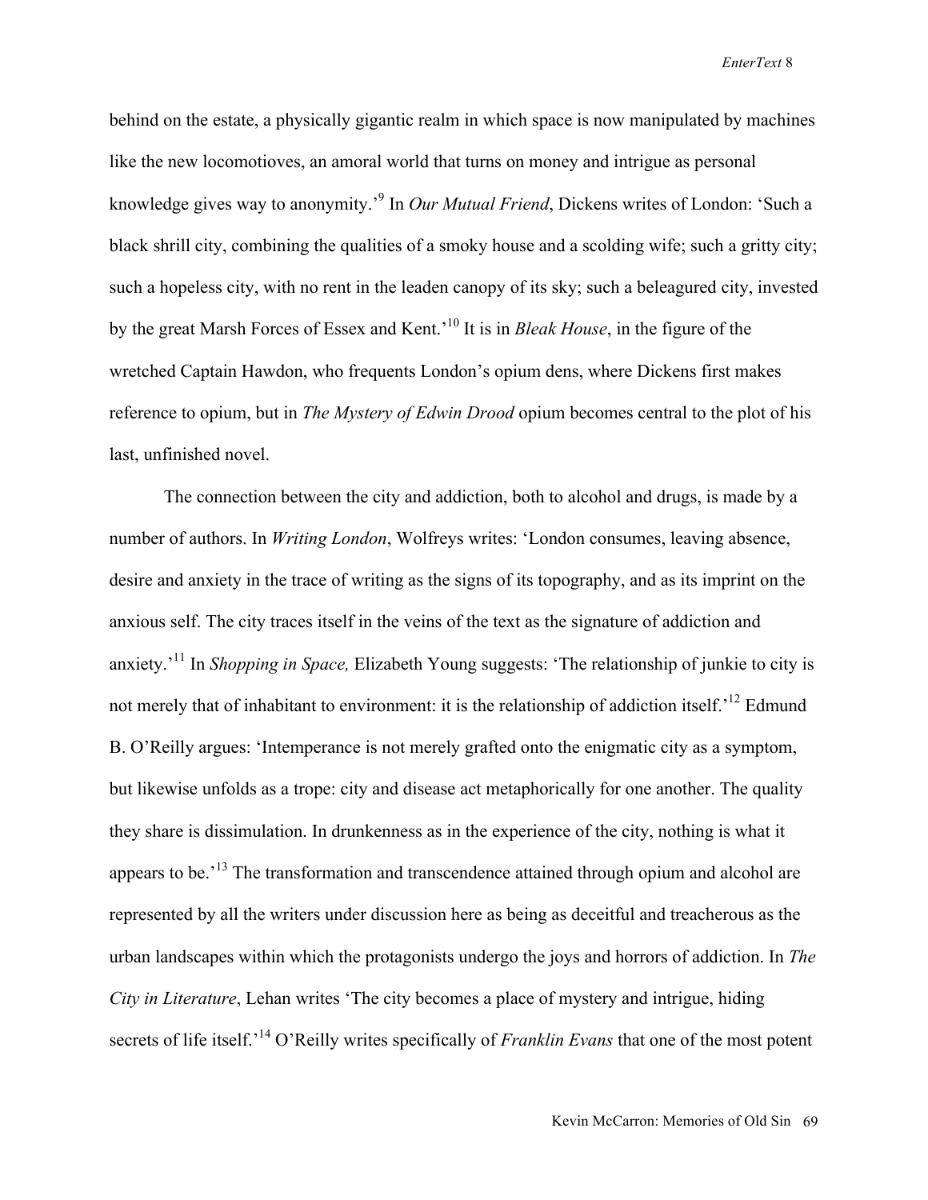behind on the estate, a physically gigantic realm in which space is now manipulated by machines like the new locomotioves, an amoral world that turns on money and intrigue as personal knowledge gives way to anonymity.'[9] In *Our Mutual Friend*, Dickens writes of London: 'Such a black shrill city, combining the qualities of a smoky house and a scolding wife; such a gritty city; such a hopeless city, with no rent in the leaden canopy of its sky; such a beleagured city, invested by the great Marsh Forces of Essex and Kent.'[10] It is in *Bleak House*, in the figure of the wretched Captain Hawdon, who frequents London's opium dens, where Dickens first makes reference to opium, but in *The Mystery of Edwin Drood* opium becomes central to the plot of his last, unfinished novel.

The connection between the city and addiction, both to alcohol and drugs, is made by a number of authors. In *Writing London*, Wolfreys writes: 'London consumes, leaving absence, desire and anxiety in the trace of writing as the signs of its topography, and as its imprint on the anxious self. The city traces itself in the veins of the text as the signature of addiction and anxiety.'[11] In *Shopping in Space,* Elizabeth Young suggests: 'The relationship of junkie to city is not merely that of inhabitant to environment: it is the relationship of addiction itself.'[12] Edmund B. O'Reilly argues: 'Intemperance is not merely grafted onto the enigmatic city as a symptom, but likewise unfolds as a trope: city and disease act metaphorically for one another. The quality they share is dissimulation. In drunkenness as in the experience of the city, nothing is what it appears to be.'[13] The transformation and transcendence attained through opium and alcohol are represented by all the writers under discussion here as being as deceitful and treacherous as the urban landscapes within which the protagonists undergo the joys and horrors of addiction. In *The City in Literature*, Lehan writes 'The city becomes a place of mystery and intrigue, hiding secrets of life itself.'[14] O'Reilly writes specifically of *Franklin Evans* that one of the most potent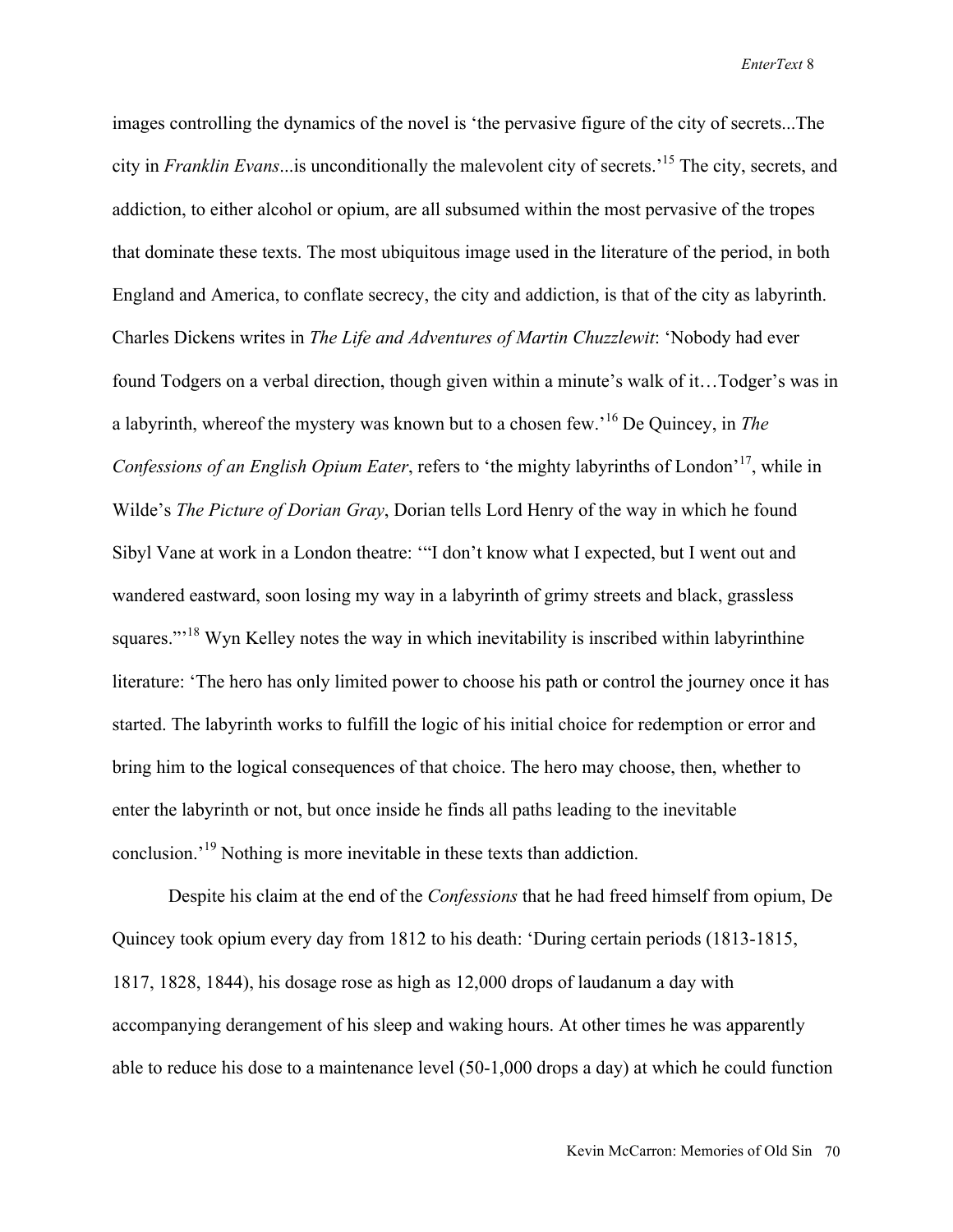images controlling the dynamics of the novel is 'the pervasive figure of the city of secrets...The city in *Franklin Evans*...is unconditionally the malevolent city of secrets.'[15] The city, secrets, and addiction, to either alcohol or opium, are all subsumed within the most pervasive of the tropes that dominate these texts. The most ubiquitous image used in the literature of the period, in both England and America, to conflate secrecy, the city and addiction, is that of the city as labyrinth. Charles Dickens writes in *The Life and Adventures of Martin Chuzzlewit*: 'Nobody had ever found Todgers on a verbal direction, though given within a minute's walk of it…Todger's was in a labyrinth, whereof the mystery was known but to a chosen few.'[16] De Quincey, in *The Confessions of an English Opium Eater*, refers to 'the mighty labyrinths of London'[17], while in Wilde's *The Picture of Dorian Gray*, Dorian tells Lord Henry of the way in which he found Sibyl Vane at work in a London theatre: '"I don't know what I expected, but I went out and wandered eastward, soon losing my way in a labyrinth of grimy streets and black, grassless squares."'[18] Wyn Kelley notes the way in which inevitability is inscribed within labyrinthine literature: 'The hero has only limited power to choose his path or control the journey once it has started. The labyrinth works to fulfill the logic of his initial choice for redemption or error and bring him to the logical consequences of that choice. The hero may choose, then, whether to enter the labyrinth or not, but once inside he finds all paths leading to the inevitable conclusion.'[19] Nothing is more inevitable in these texts than addiction.

Despite his claim at the end of the *Confessions* that he had freed himself from opium, De Quincey took opium every day from 1812 to his death: 'During certain periods (1813-1815, 1817, 1828, 1844), his dosage rose as high as 12,000 drops of laudanum a day with accompanying derangement of his sleep and waking hours. At other times he was apparently able to reduce his dose to a maintenance level (50-1,000 drops a day) at which he could function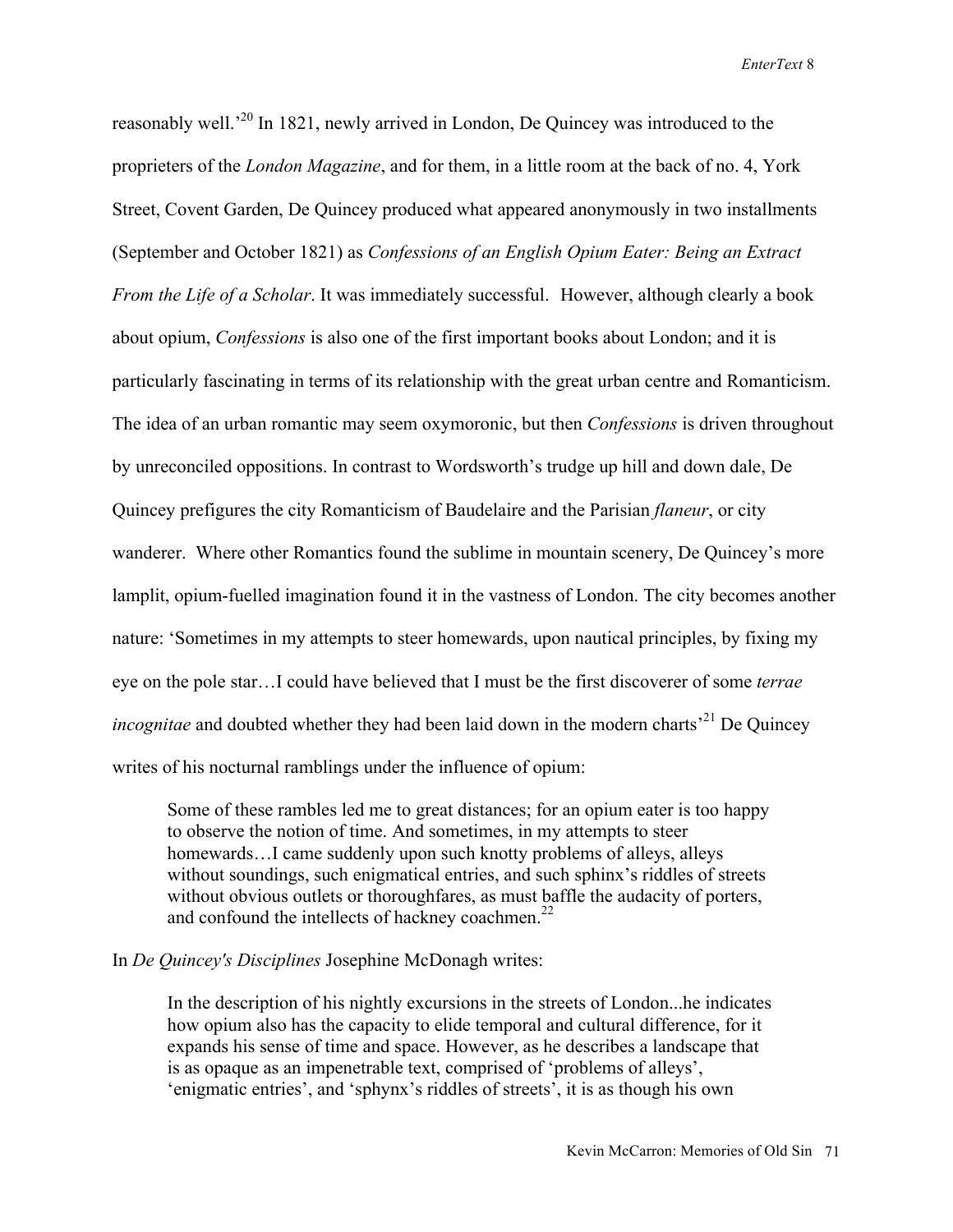reasonably well.'[20] In 1821, newly arrived in London, De Quincey was introduced to the proprieters of the *London Magazine*, and for them, in a little room at the back of no. 4, York Street, Covent Garden, De Quincey produced what appeared anonymously in two installments (September and October 1821) as *Confessions of an English Opium Eater: Being an Extract From the Life of a Scholar*. It was immediately successful. However, although clearly a book about opium, *Confessions* is also one of the first important books about London; and it is particularly fascinating in terms of its relationship with the great urban centre and Romanticism. The idea of an urban romantic may seem oxymoronic, but then *Confessions* is driven throughout by unreconciled oppositions. In contrast to Wordsworth's trudge up hill and down dale, De Quincey prefigures the city Romanticism of Baudelaire and the Parisian *flaneur*, or city wanderer. Where other Romantics found the sublime in mountain scenery, De Quincey's more lamplit, opium-fuelled imagination found it in the vastness of London. The city becomes another nature: 'Sometimes in my attempts to steer homewards, upon nautical principles, by fixing my eye on the pole star…I could have believed that I must be the first discoverer of some *terrae incognitae* and doubted whether they had been laid down in the modern charts'[21] De Quincey writes of his nocturnal ramblings under the influence of opium:

> Some of these rambles led me to great distances; for an opium eater is too happy to observe the notion of time. And sometimes, in my attempts to steer homewards…I came suddenly upon such knotty problems of alleys, alleys without soundings, such enigmatical entries, and such sphinx's riddles of streets without obvious outlets or thoroughfares, as must baffle the audacity of porters, and confound the intellects of hackney coachmen.[22]

In *De Quincey's Disciplines* Josephine McDonagh writes:

> In the description of his nightly excursions in the streets of London...he indicates how opium also has the capacity to elide temporal and cultural difference, for it expands his sense of time and space. However, as he describes a landscape that is as opaque as an impenetrable text, comprised of 'problems of alleys', 'enigmatic entries', and 'sphynx's riddles of streets', it is as though his own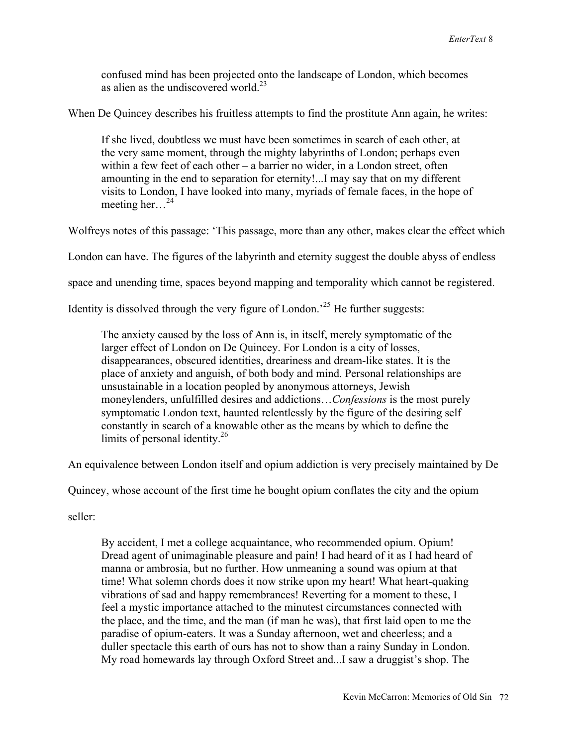> confused mind has been projected onto the landscape of London, which becomes as alien as the undiscovered world.[23]

When De Quincey describes his fruitless attempts to find the prostitute Ann again, he writes:

> If she lived, doubtless we must have been sometimes in search of each other, at the very same moment, through the mighty labyrinths of London; perhaps even within a few feet of each other – a barrier no wider, in a London street, often amounting in the end to separation for eternity!...I may say that on my different visits to London, I have looked into many, myriads of female faces, in the hope of meeting her…[24]

Wolfreys notes of this passage: 'This passage, more than any other, makes clear the effect which London can have. The figures of the labyrinth and eternity suggest the double abyss of endless space and unending time, spaces beyond mapping and temporality which cannot be registered. Identity is dissolved through the very figure of London.'[25] He further suggests:

> The anxiety caused by the loss of Ann is, in itself, merely symptomatic of the larger effect of London on De Quincey. For London is a city of losses, disappearances, obscured identities, dreariness and dream-like states. It is the place of anxiety and anguish, of both body and mind. Personal relationships are unsustainable in a location peopled by anonymous attorneys, Jewish moneylenders, unfulfilled desires and addictions…*Confessions* is the most purely symptomatic London text, haunted relentlessly by the figure of the desiring self constantly in search of a knowable other as the means by which to define the limits of personal identity.[26]

An equivalence between London itself and opium addiction is very precisely maintained by De Quincey, whose account of the first time he bought opium conflates the city and the opium seller:

> By accident, I met a college acquaintance, who recommended opium. Opium! Dread agent of unimaginable pleasure and pain! I had heard of it as I had heard of manna or ambrosia, but no further. How unmeaning a sound was opium at that time! What solemn chords does it now strike upon my heart! What heart-quaking vibrations of sad and happy remembrances! Reverting for a moment to these, I feel a mystic importance attached to the minutest circumstances connected with the place, and the time, and the man (if man he was), that first laid open to me the paradise of opium-eaters. It was a Sunday afternoon, wet and cheerless; and a duller spectacle this earth of ours has not to show than a rainy Sunday in London. My road homewards lay through Oxford Street and...I saw a druggist's shop. The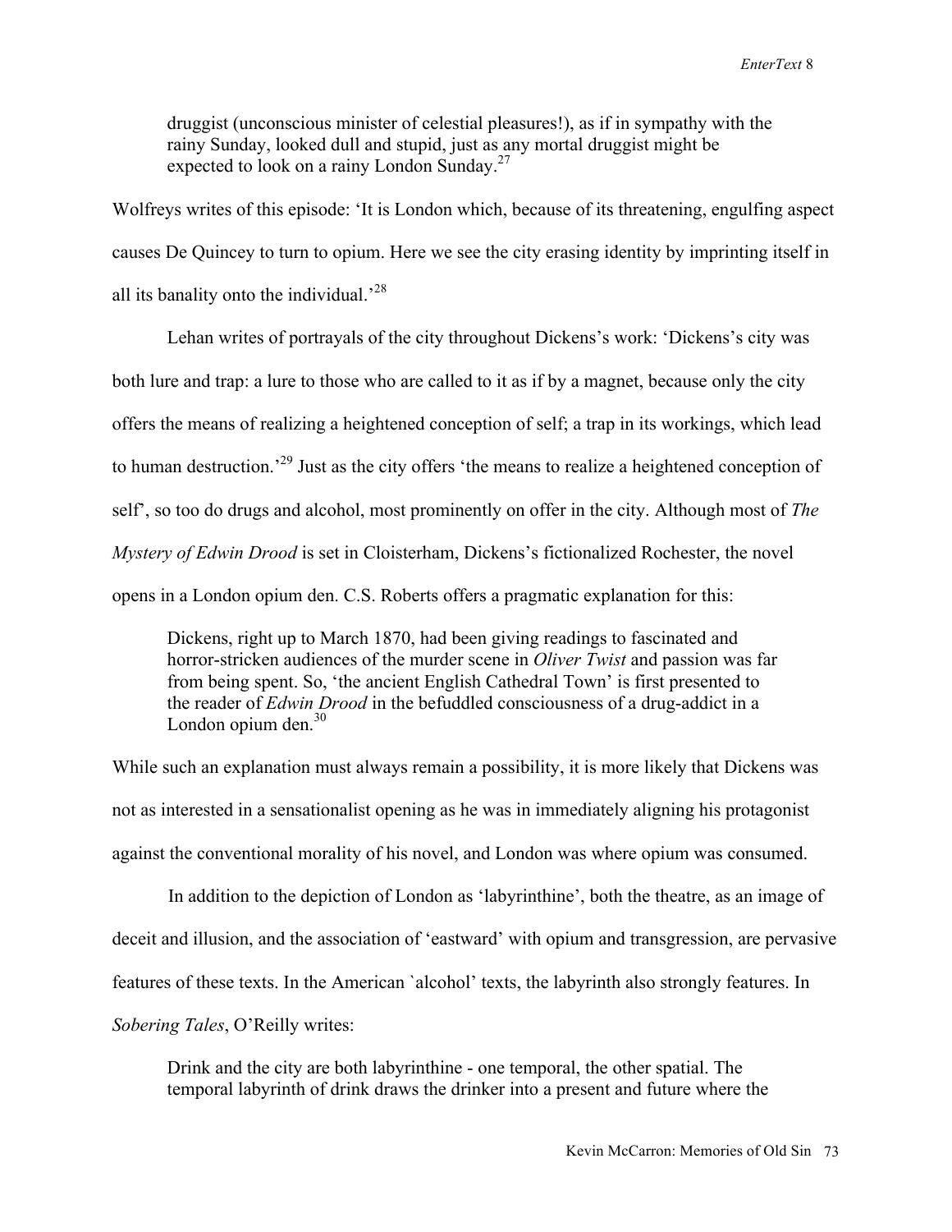> druggist (unconscious minister of celestial pleasures!), as if in sympathy with the rainy Sunday, looked dull and stupid, just as any mortal druggist might be expected to look on a rainy London Sunday.[27]

Wolfreys writes of this episode: 'It is London which, because of its threatening, engulfing aspect causes De Quincey to turn to opium. Here we see the city erasing identity by imprinting itself in all its banality onto the individual.'[28]

Lehan writes of portrayals of the city throughout Dickens's work: 'Dickens's city was both lure and trap: a lure to those who are called to it as if by a magnet, because only the city offers the means of realizing a heightened conception of self; a trap in its workings, which lead to human destruction.'[29] Just as the city offers 'the means to realize a heightened conception of self', so too do drugs and alcohol, most prominently on offer in the city. Although most of *The Mystery of Edwin Drood* is set in Cloisterham, Dickens's fictionalized Rochester, the novel opens in a London opium den. C.S. Roberts offers a pragmatic explanation for this:

> Dickens, right up to March 1870, had been giving readings to fascinated and horror-stricken audiences of the murder scene in *Oliver Twist* and passion was far from being spent. So, 'the ancient English Cathedral Town' is first presented to the reader of *Edwin Drood* in the befuddled consciousness of a drug-addict in a London opium den.[30]

While such an explanation must always remain a possibility, it is more likely that Dickens was not as interested in a sensationalist opening as he was in immediately aligning his protagonist against the conventional morality of his novel, and London was where opium was consumed.

In addition to the depiction of London as 'labyrinthine', both the theatre, as an image of deceit and illusion, and the association of 'eastward' with opium and transgression, are pervasive features of these texts. In the American `alcohol' texts, the labyrinth also strongly features. In *Sobering Tales*, O'Reilly writes:

> Drink and the city are both labyrinthine - one temporal, the other spatial. The temporal labyrinth of drink draws the drinker into a present and future where the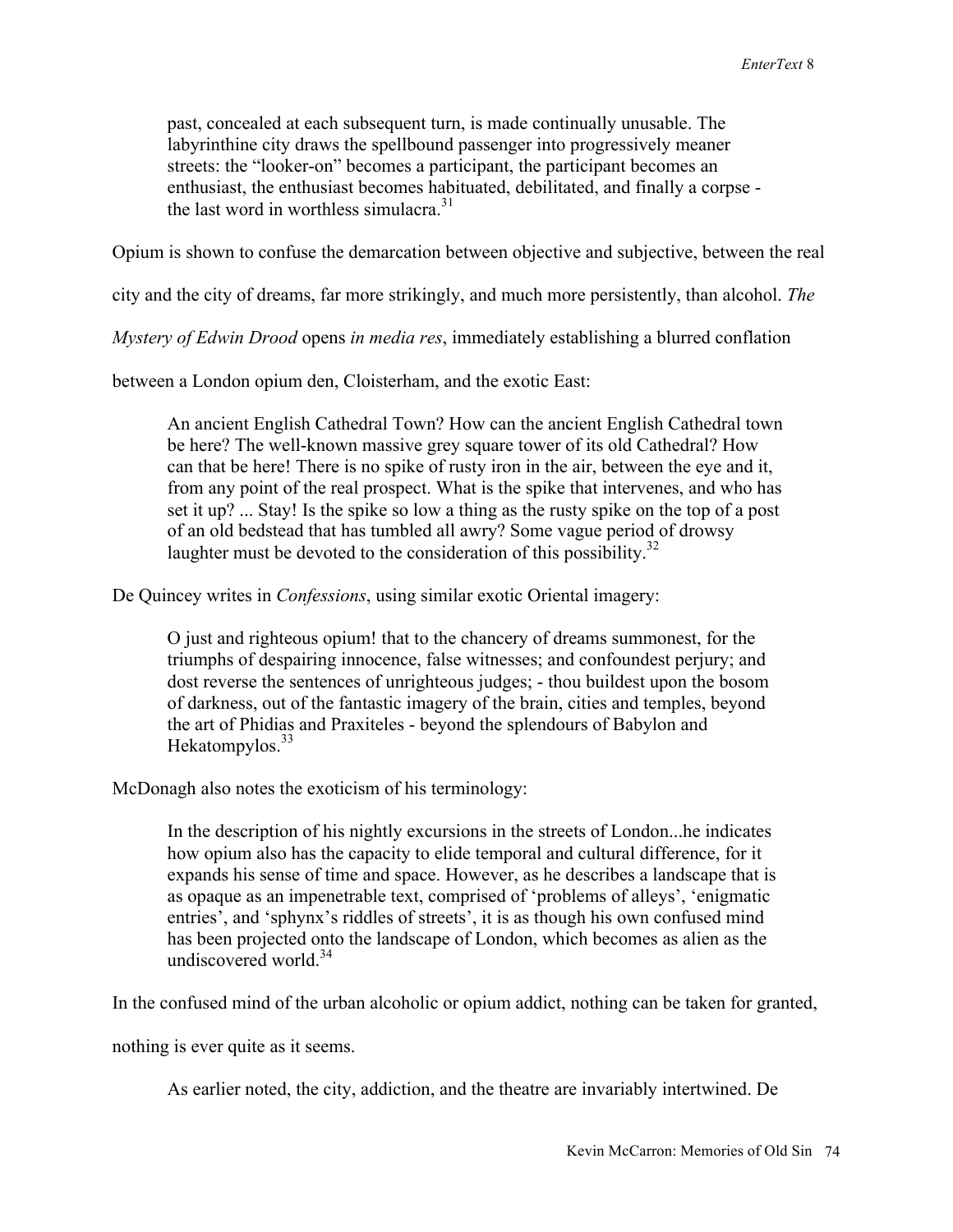> past, concealed at each subsequent turn, is made continually unusable. The labyrinthine city draws the spellbound passenger into progressively meaner streets: the "looker-on" becomes a participant, the participant becomes an enthusiast, the enthusiast becomes habituated, debilitated, and finally a corpse - the last word in worthless simulacra.[31]

Opium is shown to confuse the demarcation between objective and subjective, between the real city and the city of dreams, far more strikingly, and much more persistently, than alcohol. *The Mystery of Edwin Drood* opens *in media res*, immediately establishing a blurred conflation between a London opium den, Cloisterham, and the exotic East:

> An ancient English Cathedral Town? How can the ancient English Cathedral town be here? The well-known massive grey square tower of its old Cathedral? How can that be here! There is no spike of rusty iron in the air, between the eye and it, from any point of the real prospect. What is the spike that intervenes, and who has set it up? ... Stay! Is the spike so low a thing as the rusty spike on the top of a post of an old bedstead that has tumbled all awry? Some vague period of drowsy laughter must be devoted to the consideration of this possibility.[32]

De Quincey writes in *Confessions*, using similar exotic Oriental imagery:

> O just and righteous opium! that to the chancery of dreams summonest, for the triumphs of despairing innocence, false witnesses; and confoundest perjury; and dost reverse the sentences of unrighteous judges; - thou buildest upon the bosom of darkness, out of the fantastic imagery of the brain, cities and temples, beyond the art of Phidias and Praxiteles - beyond the splendours of Babylon and Hekatompylos.[33]

McDonagh also notes the exoticism of his terminology:

> In the description of his nightly excursions in the streets of London...he indicates how opium also has the capacity to elide temporal and cultural difference, for it expands his sense of time and space. However, as he describes a landscape that is as opaque as an impenetrable text, comprised of 'problems of alleys', 'enigmatic entries', and 'sphynx's riddles of streets', it is as though his own confused mind has been projected onto the landscape of London, which becomes as alien as the undiscovered world.[34]

In the confused mind of the urban alcoholic or opium addict, nothing can be taken for granted, nothing is ever quite as it seems.

As earlier noted, the city, addiction, and the theatre are invariably intertwined. De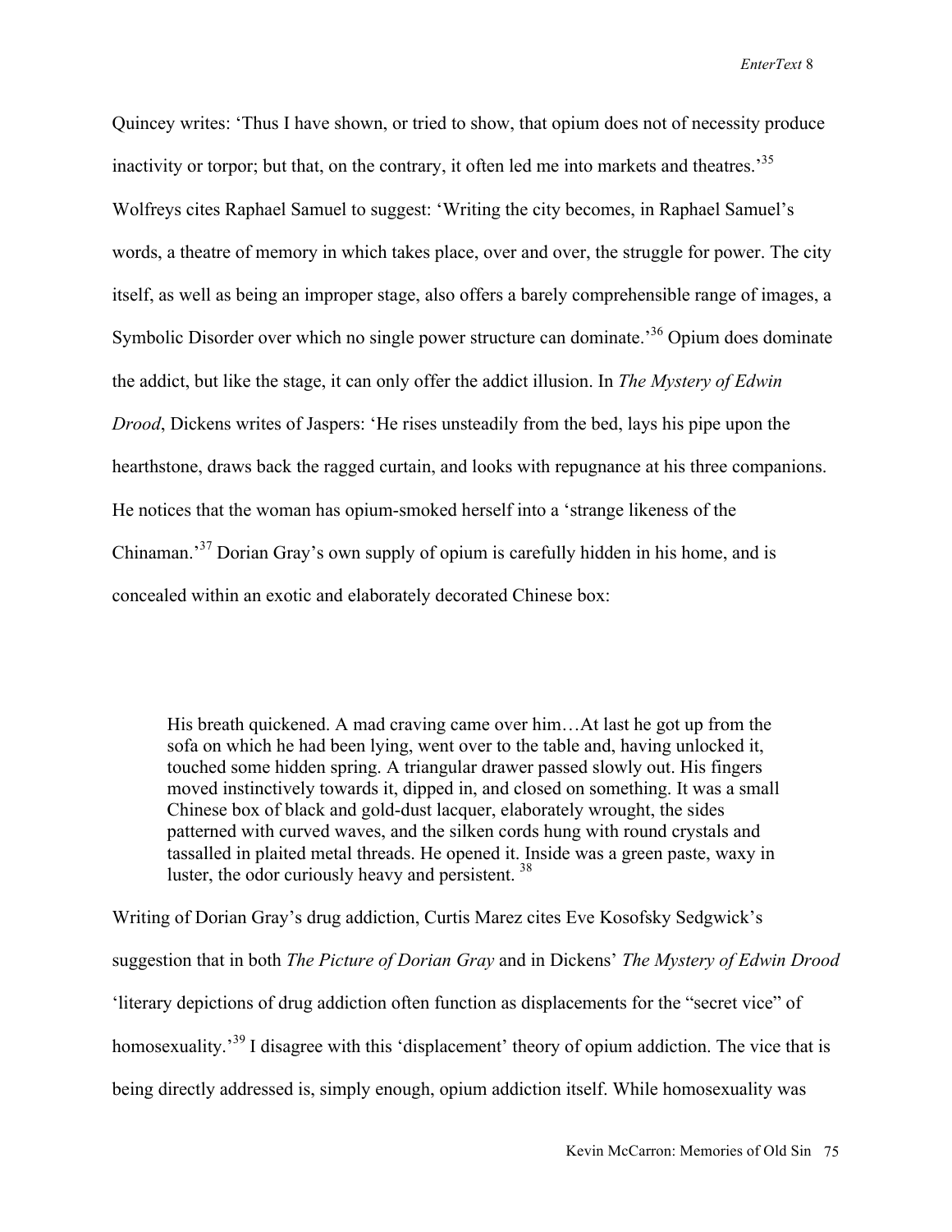Quincey writes: 'Thus I have shown, or tried to show, that opium does not of necessity produce inactivity or torpor; but that, on the contrary, it often led me into markets and theatres.'[35] Wolfreys cites Raphael Samuel to suggest: 'Writing the city becomes, in Raphael Samuel's words, a theatre of memory in which takes place, over and over, the struggle for power. The city itself, as well as being an improper stage, also offers a barely comprehensible range of images, a Symbolic Disorder over which no single power structure can dominate.'[36] Opium does dominate the addict, but like the stage, it can only offer the addict illusion. In *The Mystery of Edwin Drood*, Dickens writes of Jaspers: 'He rises unsteadily from the bed, lays his pipe upon the hearthstone, draws back the ragged curtain, and looks with repugnance at his three companions. He notices that the woman has opium-smoked herself into a 'strange likeness of the Chinaman.'[37] Dorian Gray's own supply of opium is carefully hidden in his home, and is concealed within an exotic and elaborately decorated Chinese box:

> His breath quickened. A mad craving came over him…At last he got up from the sofa on which he had been lying, went over to the table and, having unlocked it, touched some hidden spring. A triangular drawer passed slowly out. His fingers moved instinctively towards it, dipped in, and closed on something. It was a small Chinese box of black and gold-dust lacquer, elaborately wrought, the sides patterned with curved waves, and the silken cords hung with round crystals and tassalled in plaited metal threads. He opened it. Inside was a green paste, waxy in luster, the odor curiously heavy and persistent. [38]

Writing of Dorian Gray's drug addiction, Curtis Marez cites Eve Kosofsky Sedgwick's suggestion that in both *The Picture of Dorian Gray* and in Dickens' *The Mystery of Edwin Drood* 'literary depictions of drug addiction often function as displacements for the "secret vice" of homosexuality.'[39] I disagree with this 'displacement' theory of opium addiction. The vice that is being directly addressed is, simply enough, opium addiction itself. While homosexuality was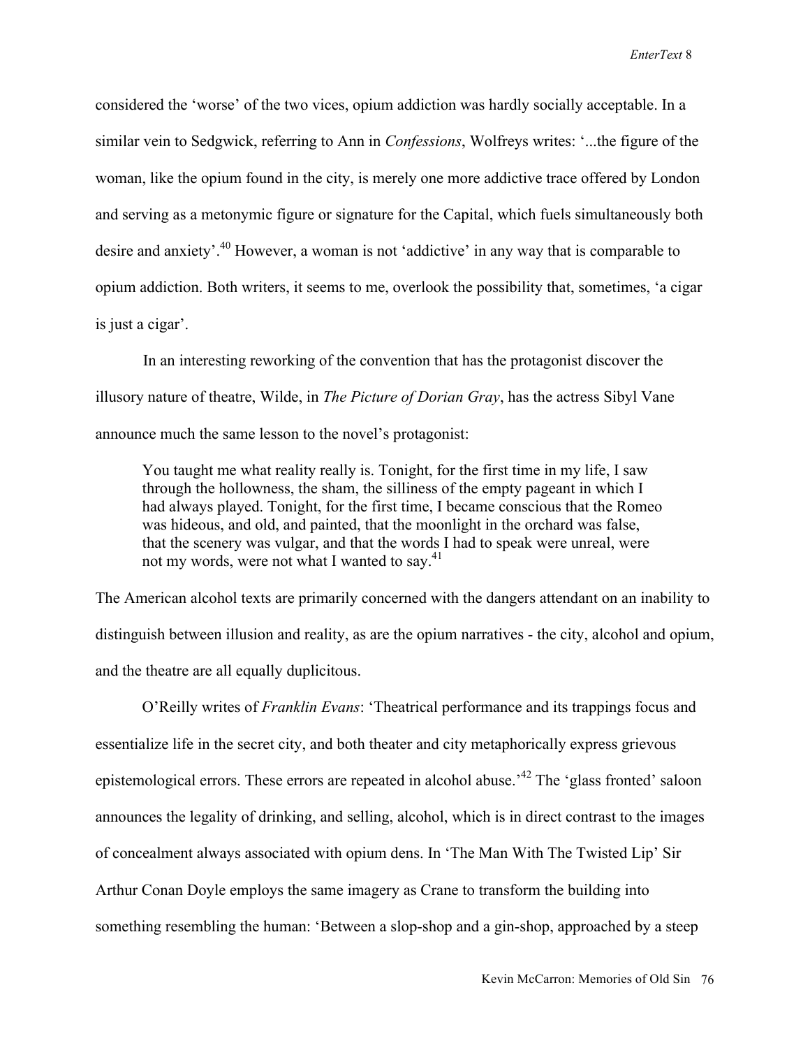considered the 'worse' of the two vices, opium addiction was hardly socially acceptable. In a similar vein to Sedgwick, referring to Ann in *Confessions*, Wolfreys writes: '...the figure of the woman, like the opium found in the city, is merely one more addictive trace offered by London and serving as a metonymic figure or signature for the Capital, which fuels simultaneously both desire and anxiety'.[40] However, a woman is not 'addictive' in any way that is comparable to opium addiction. Both writers, it seems to me, overlook the possibility that, sometimes, 'a cigar is just a cigar'.

In an interesting reworking of the convention that has the protagonist discover the illusory nature of theatre, Wilde, in *The Picture of Dorian Gray*, has the actress Sibyl Vane announce much the same lesson to the novel's protagonist:

> You taught me what reality really is. Tonight, for the first time in my life, I saw through the hollowness, the sham, the silliness of the empty pageant in which I had always played. Tonight, for the first time, I became conscious that the Romeo was hideous, and old, and painted, that the moonlight in the orchard was false, that the scenery was vulgar, and that the words I had to speak were unreal, were not my words, were not what I wanted to say.[41]

The American alcohol texts are primarily concerned with the dangers attendant on an inability to distinguish between illusion and reality, as are the opium narratives - the city, alcohol and opium, and the theatre are all equally duplicitous.

O'Reilly writes of *Franklin Evans*: 'Theatrical performance and its trappings focus and essentialize life in the secret city, and both theater and city metaphorically express grievous epistemological errors. These errors are repeated in alcohol abuse.'[42] The 'glass fronted' saloon announces the legality of drinking, and selling, alcohol, which is in direct contrast to the images of concealment always associated with opium dens. In 'The Man With The Twisted Lip' Sir Arthur Conan Doyle employs the same imagery as Crane to transform the building into something resembling the human: 'Between a slop-shop and a gin-shop, approached by a steep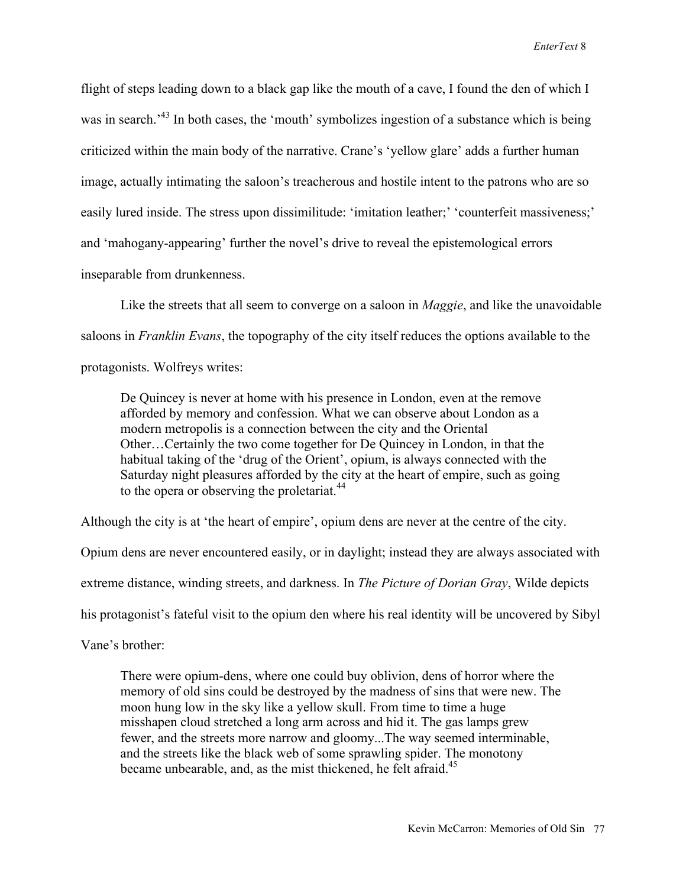flight of steps leading down to a black gap like the mouth of a cave, I found the den of which I was in search.'[43] In both cases, the 'mouth' symbolizes ingestion of a substance which is being criticized within the main body of the narrative. Crane's 'yellow glare' adds a further human image, actually intimating the saloon's treacherous and hostile intent to the patrons who are so easily lured inside. The stress upon dissimilitude: 'imitation leather;' 'counterfeit massiveness;' and 'mahogany-appearing' further the novel's drive to reveal the epistemological errors inseparable from drunkenness.

Like the streets that all seem to converge on a saloon in *Maggie*, and like the unavoidable saloons in *Franklin Evans*, the topography of the city itself reduces the options available to the protagonists. Wolfreys writes:

> De Quincey is never at home with his presence in London, even at the remove afforded by memory and confession. What we can observe about London as a modern metropolis is a connection between the city and the Oriental Other…Certainly the two come together for De Quincey in London, in that the habitual taking of the 'drug of the Orient', opium, is always connected with the Saturday night pleasures afforded by the city at the heart of empire, such as going to the opera or observing the proletariat.[44]

Although the city is at 'the heart of empire', opium dens are never at the centre of the city. Opium dens are never encountered easily, or in daylight; instead they are always associated with extreme distance, winding streets, and darkness. In *The Picture of Dorian Gray*, Wilde depicts his protagonist's fateful visit to the opium den where his real identity will be uncovered by Sibyl Vane's brother:

> There were opium-dens, where one could buy oblivion, dens of horror where the memory of old sins could be destroyed by the madness of sins that were new. The moon hung low in the sky like a yellow skull. From time to time a huge misshapen cloud stretched a long arm across and hid it. The gas lamps grew fewer, and the streets more narrow and gloomy...The way seemed interminable, and the streets like the black web of some sprawling spider. The monotony became unbearable, and, as the mist thickened, he felt afraid.[45]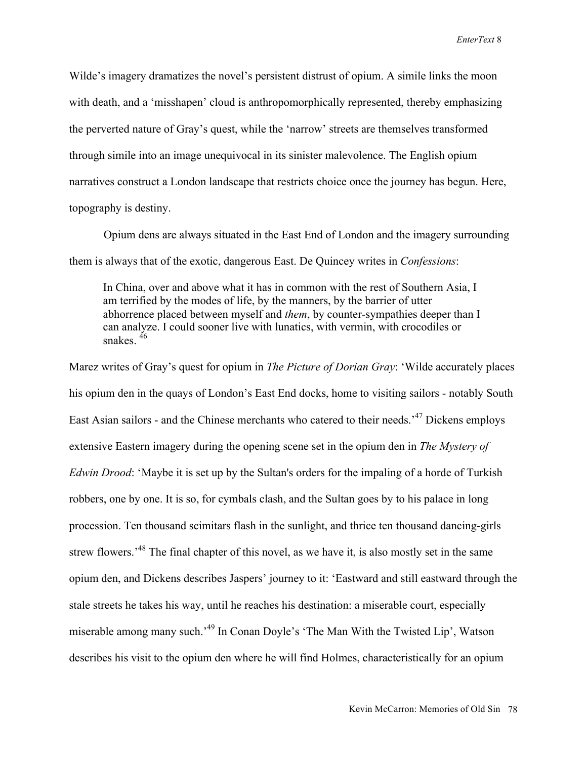Wilde's imagery dramatizes the novel's persistent distrust of opium. A simile links the moon with death, and a 'misshapen' cloud is anthropomorphically represented, thereby emphasizing the perverted nature of Gray's quest, while the 'narrow' streets are themselves transformed through simile into an image unequivocal in its sinister malevolence. The English opium narratives construct a London landscape that restricts choice once the journey has begun. Here, topography is destiny.

Opium dens are always situated in the East End of London and the imagery surrounding them is always that of the exotic, dangerous East. De Quincey writes in *Confessions*:

> In China, over and above what it has in common with the rest of Southern Asia, I am terrified by the modes of life, by the manners, by the barrier of utter abhorrence placed between myself and *them*, by counter-sympathies deeper than I can analyze. I could sooner live with lunatics, with vermin, with crocodiles or snakes. [46]

Marez writes of Gray's quest for opium in *The Picture of Dorian Gray*: 'Wilde accurately places his opium den in the quays of London's East End docks, home to visiting sailors - notably South East Asian sailors - and the Chinese merchants who catered to their needs.'[47] Dickens employs extensive Eastern imagery during the opening scene set in the opium den in *The Mystery of Edwin Drood*: 'Maybe it is set up by the Sultan's orders for the impaling of a horde of Turkish robbers, one by one. It is so, for cymbals clash, and the Sultan goes by to his palace in long procession. Ten thousand scimitars flash in the sunlight, and thrice ten thousand dancing-girls strew flowers.'[48] The final chapter of this novel, as we have it, is also mostly set in the same opium den, and Dickens describes Jaspers' journey to it: 'Eastward and still eastward through the stale streets he takes his way, until he reaches his destination: a miserable court, especially miserable among many such.'[49] In Conan Doyle's 'The Man With the Twisted Lip', Watson describes his visit to the opium den where he will find Holmes, characteristically for an opium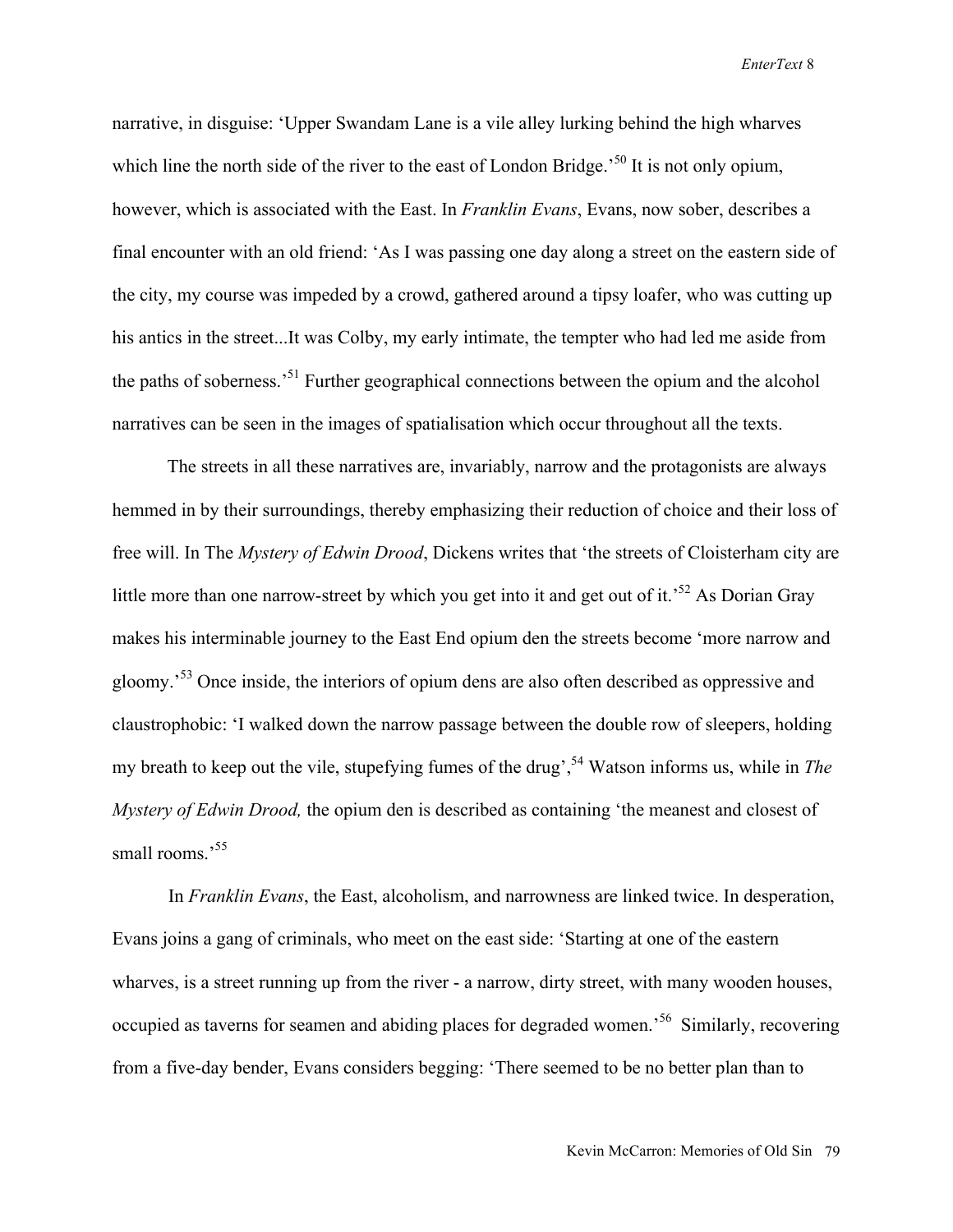narrative, in disguise: 'Upper Swandam Lane is a vile alley lurking behind the high wharves which line the north side of the river to the east of London Bridge.'[50] It is not only opium, however, which is associated with the East. In *Franklin Evans*, Evans, now sober, describes a final encounter with an old friend: 'As I was passing one day along a street on the eastern side of the city, my course was impeded by a crowd, gathered around a tipsy loafer, who was cutting up his antics in the street...It was Colby, my early intimate, the tempter who had led me aside from the paths of soberness.'[51] Further geographical connections between the opium and the alcohol narratives can be seen in the images of spatialisation which occur throughout all the texts.

The streets in all these narratives are, invariably, narrow and the protagonists are always hemmed in by their surroundings, thereby emphasizing their reduction of choice and their loss of free will. In The *Mystery of Edwin Drood*, Dickens writes that 'the streets of Cloisterham city are little more than one narrow-street by which you get into it and get out of it.'[52] As Dorian Gray makes his interminable journey to the East End opium den the streets become 'more narrow and gloomy.'[53] Once inside, the interiors of opium dens are also often described as oppressive and claustrophobic: 'I walked down the narrow passage between the double row of sleepers, holding my breath to keep out the vile, stupefying fumes of the drug',[54] Watson informs us, while in *The Mystery of Edwin Drood,* the opium den is described as containing 'the meanest and closest of small rooms.'[55]

In *Franklin Evans*, the East, alcoholism, and narrowness are linked twice. In desperation, Evans joins a gang of criminals, who meet on the east side: 'Starting at one of the eastern wharves, is a street running up from the river - a narrow, dirty street, with many wooden houses, occupied as taverns for seamen and abiding places for degraded women.'[56] Similarly, recovering from a five-day bender, Evans considers begging: 'There seemed to be no better plan than to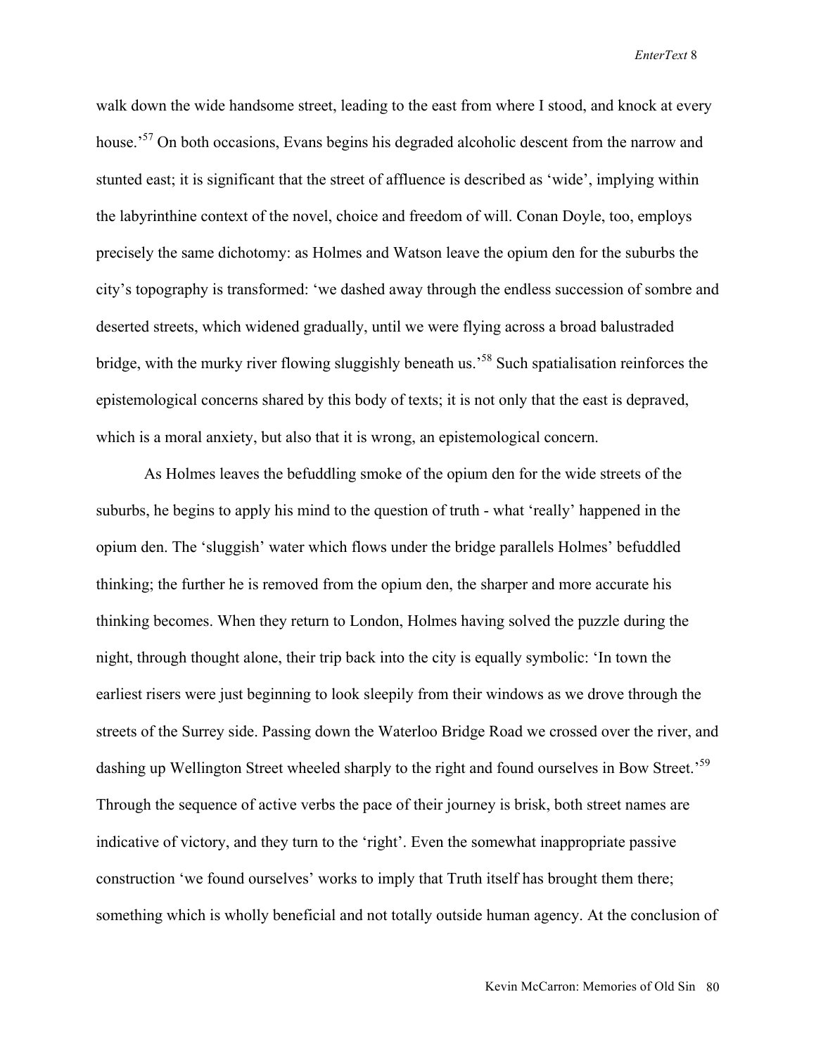walk down the wide handsome street, leading to the east from where I stood, and knock at every house.'[57] On both occasions, Evans begins his degraded alcoholic descent from the narrow and stunted east; it is significant that the street of affluence is described as 'wide', implying within the labyrinthine context of the novel, choice and freedom of will. Conan Doyle, too, employs precisely the same dichotomy: as Holmes and Watson leave the opium den for the suburbs the city's topography is transformed: 'we dashed away through the endless succession of sombre and deserted streets, which widened gradually, until we were flying across a broad balustraded bridge, with the murky river flowing sluggishly beneath us.'[58] Such spatialisation reinforces the epistemological concerns shared by this body of texts; it is not only that the east is depraved, which is a moral anxiety, but also that it is wrong, an epistemological concern.

As Holmes leaves the befuddling smoke of the opium den for the wide streets of the suburbs, he begins to apply his mind to the question of truth - what 'really' happened in the opium den. The 'sluggish' water which flows under the bridge parallels Holmes' befuddled thinking; the further he is removed from the opium den, the sharper and more accurate his thinking becomes. When they return to London, Holmes having solved the puzzle during the night, through thought alone, their trip back into the city is equally symbolic: 'In town the earliest risers were just beginning to look sleepily from their windows as we drove through the streets of the Surrey side. Passing down the Waterloo Bridge Road we crossed over the river, and dashing up Wellington Street wheeled sharply to the right and found ourselves in Bow Street.'[59] Through the sequence of active verbs the pace of their journey is brisk, both street names are indicative of victory, and they turn to the 'right'. Even the somewhat inappropriate passive construction 'we found ourselves' works to imply that Truth itself has brought them there; something which is wholly beneficial and not totally outside human agency. At the conclusion of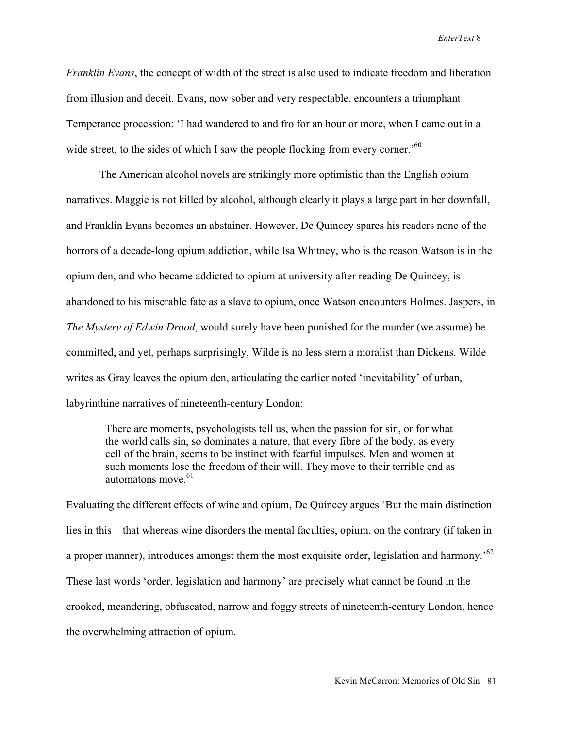*Franklin Evans*, the concept of width of the street is also used to indicate freedom and liberation from illusion and deceit. Evans, now sober and very respectable, encounters a triumphant Temperance procession: 'I had wandered to and fro for an hour or more, when I came out in a wide street, to the sides of which I saw the people flocking from every corner.'[60]

The American alcohol novels are strikingly more optimistic than the English opium narratives. Maggie is not killed by alcohol, although clearly it plays a large part in her downfall, and Franklin Evans becomes an abstainer. However, De Quincey spares his readers none of the horrors of a decade-long opium addiction, while Isa Whitney, who is the reason Watson is in the opium den, and who became addicted to opium at university after reading De Quincey, is abandoned to his miserable fate as a slave to opium, once Watson encounters Holmes. Jaspers, in *The Mystery of Edwin Drood*, would surely have been punished for the murder (we assume) he committed, and yet, perhaps surprisingly, Wilde is no less stern a moralist than Dickens. Wilde writes as Gray leaves the opium den, articulating the earlier noted 'inevitability' of urban, labyrinthine narratives of nineteenth-century London:

> There are moments, psychologists tell us, when the passion for sin, or for what the world calls sin, so dominates a nature, that every fibre of the body, as every cell of the brain, seems to be instinct with fearful impulses. Men and women at such moments lose the freedom of their will. They move to their terrible end as automatons move.[61]

Evaluating the different effects of wine and opium, De Quincey argues 'But the main distinction lies in this – that whereas wine disorders the mental faculties, opium, on the contrary (if taken in a proper manner), introduces amongst them the most exquisite order, legislation and harmony.'[62] These last words 'order, legislation and harmony' are precisely what cannot be found in the crooked, meandering, obfuscated, narrow and foggy streets of nineteenth-century London, hence the overwhelming attraction of opium.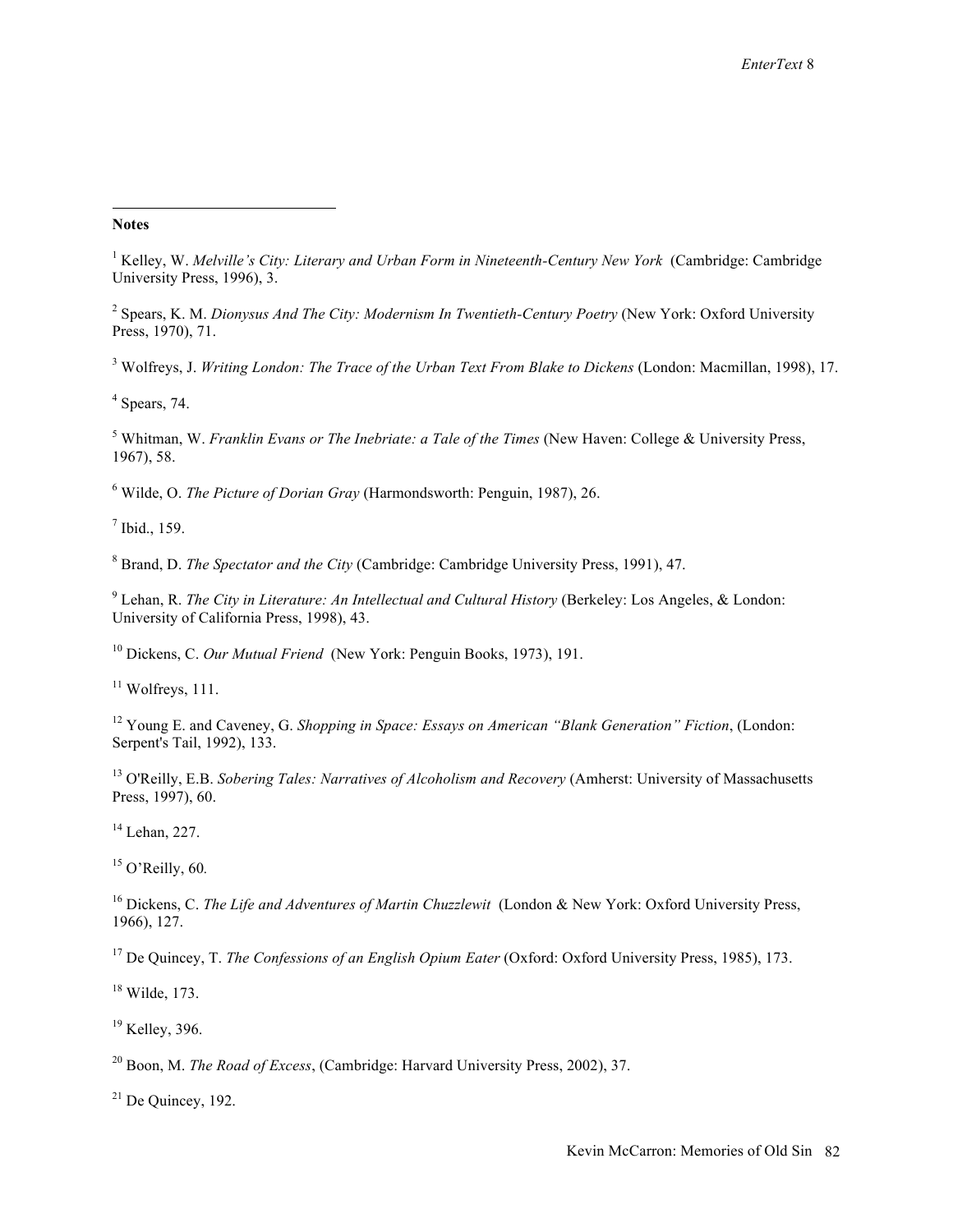**Notes**

[1] Kelley, W. *Melville's City: Literary and Urban Form in Nineteenth-Century New York* (Cambridge: Cambridge University Press, 1996), 3.

[2] Spears, K. M. *Dionysus And The City: Modernism In Twentieth-Century Poetry* (New York: Oxford University Press, 1970), 71.

[3] Wolfreys, J. *Writing London: The Trace of the Urban Text From Blake to Dickens* (London: Macmillan, 1998), 17.

[4] Spears, 74.

[5] Whitman, W. *Franklin Evans or The Inebriate: a Tale of the Times* (New Haven: College & University Press, 1967), 58.

[6] Wilde, O. *The Picture of Dorian Gray* (Harmondsworth: Penguin, 1987), 26.

[7] Ibid., 159.

[8] Brand, D. *The Spectator and the City* (Cambridge: Cambridge University Press, 1991), 47.

[9] Lehan, R. *The City in Literature: An Intellectual and Cultural History* (Berkeley: Los Angeles, & London: University of California Press, 1998), 43.

[10] Dickens, C. *Our Mutual Friend* (New York: Penguin Books, 1973), 191.

[11] Wolfreys, 111.

[12] Young E. and Caveney, G. *Shopping in Space: Essays on American "Blank Generation" Fiction*, (London: Serpent's Tail, 1992), 133.

[13] O'Reilly, E.B. *Sobering Tales: Narratives of Alcoholism and Recovery* (Amherst: University of Massachusetts Press, 1997), 60.

[14] Lehan, 227.

[15] O'Reilly, 60.

[16] Dickens, C. *The Life and Adventures of Martin Chuzzlewit* (London & New York: Oxford University Press, 1966), 127.

[17] De Quincey, T. *The Confessions of an English Opium Eater* (Oxford: Oxford University Press, 1985), 173.

[18] Wilde, 173.

[19] Kelley, 396.

[20] Boon, M. *The Road of Excess*, (Cambridge: Harvard University Press, 2002), 37.

[21] De Quincey, 192.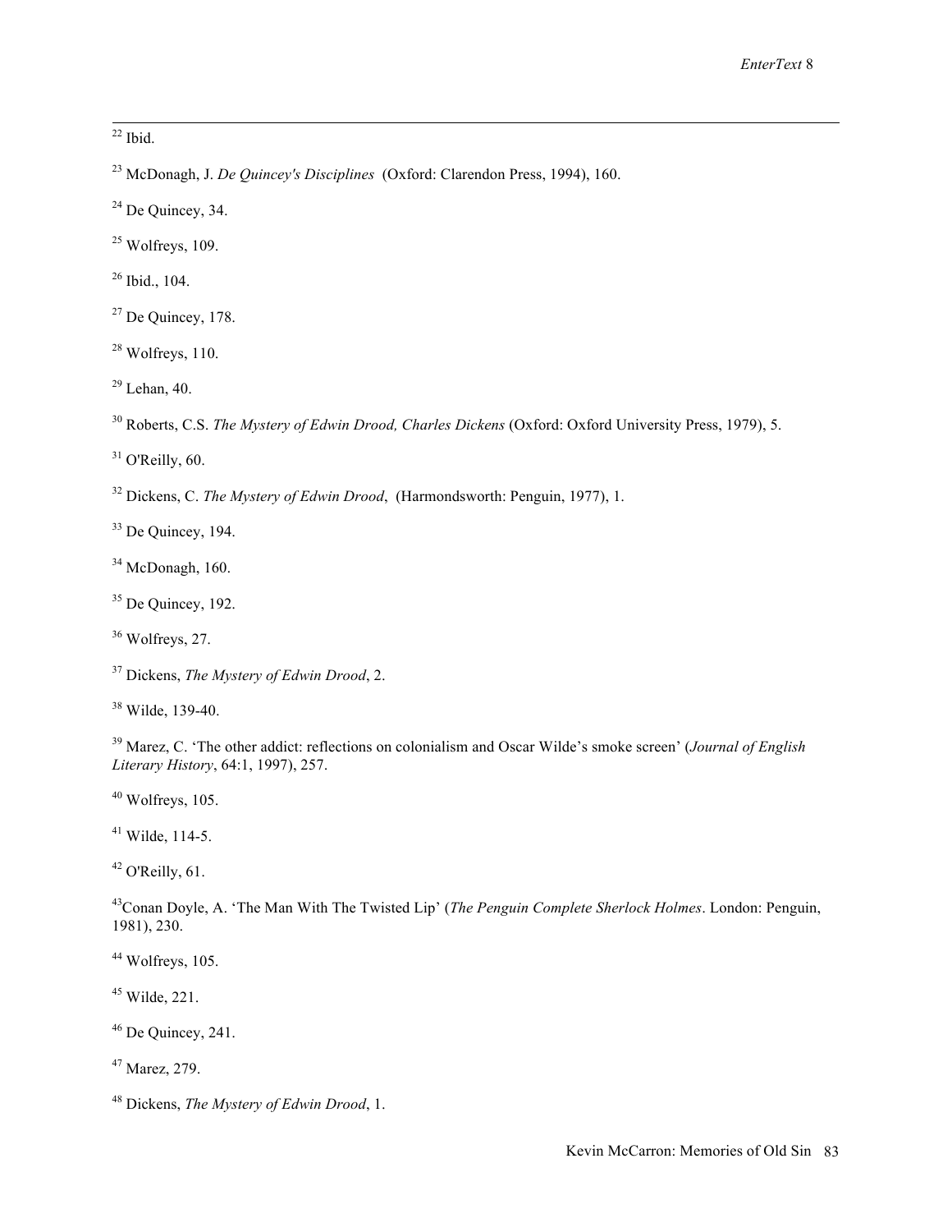[22] Ibid.

[23] McDonagh, J. *De Quincey's Disciplines* (Oxford: Clarendon Press, 1994), 160.

[24] De Quincey, 34.

[25] Wolfreys, 109.

[26] Ibid., 104.

[27] De Quincey, 178.

[28] Wolfreys, 110.

[29] Lehan, 40.

[30] Roberts, C.S. *The Mystery of Edwin Drood, Charles Dickens* (Oxford: Oxford University Press, 1979), 5.

[31] O'Reilly, 60.

[32] Dickens, C. *The Mystery of Edwin Drood*, (Harmondsworth: Penguin, 1977), 1.

[33] De Quincey, 194.

[34] McDonagh, 160.

[35] De Quincey, 192.

[36] Wolfreys, 27.

[37] Dickens, *The Mystery of Edwin Drood*, 2.

[38] Wilde, 139-40.

[39] Marez, C. 'The other addict: reflections on colonialism and Oscar Wilde's smoke screen' (*Journal of English Literary History*, 64:1, 1997), 257.

[40] Wolfreys, 105.

[41] Wilde, 114-5.

[42] O'Reilly, 61.

[43] Conan Doyle, A. 'The Man With The Twisted Lip' (*The Penguin Complete Sherlock Holmes*. London: Penguin, 1981), 230.

[44] Wolfreys, 105.

[45] Wilde, 221.

[46] De Quincey, 241.

[47] Marez, 279.

[48] Dickens, *The Mystery of Edwin Drood*, 1.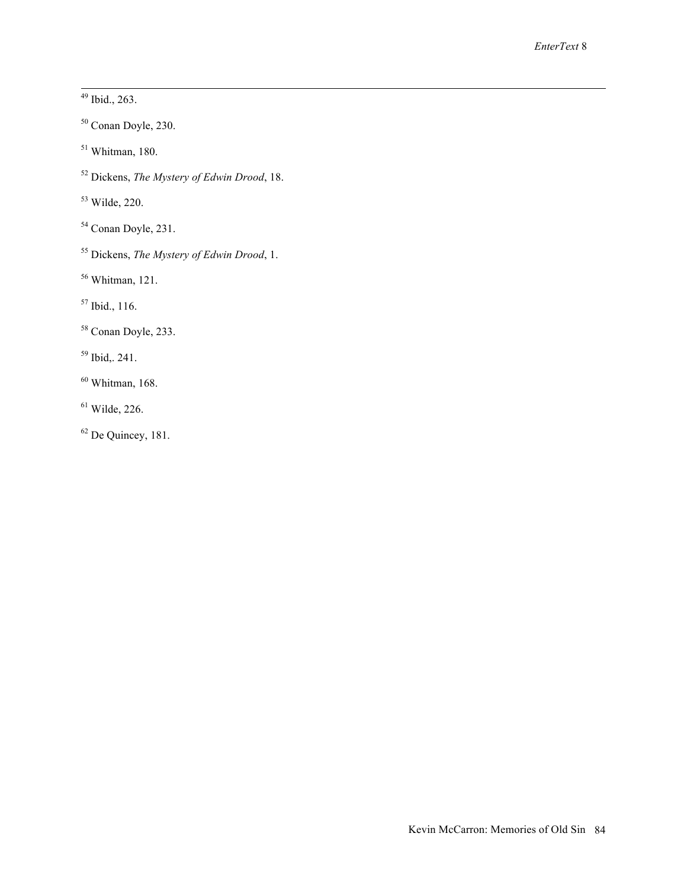[49] Ibid., 263.

[50] Conan Doyle, 230.

[51] Whitman, 180.

[52] Dickens, *The Mystery of Edwin Drood*, 18.

[53] Wilde, 220.

[54] Conan Doyle, 231.

[55] Dickens, *The Mystery of Edwin Drood*, 1.

[56] Whitman, 121.

[57] Ibid., 116.

[58] Conan Doyle, 233.

[59] Ibid,. 241.

[60] Whitman, 168.

[61] Wilde, 226.

[62] De Quincey, 181.